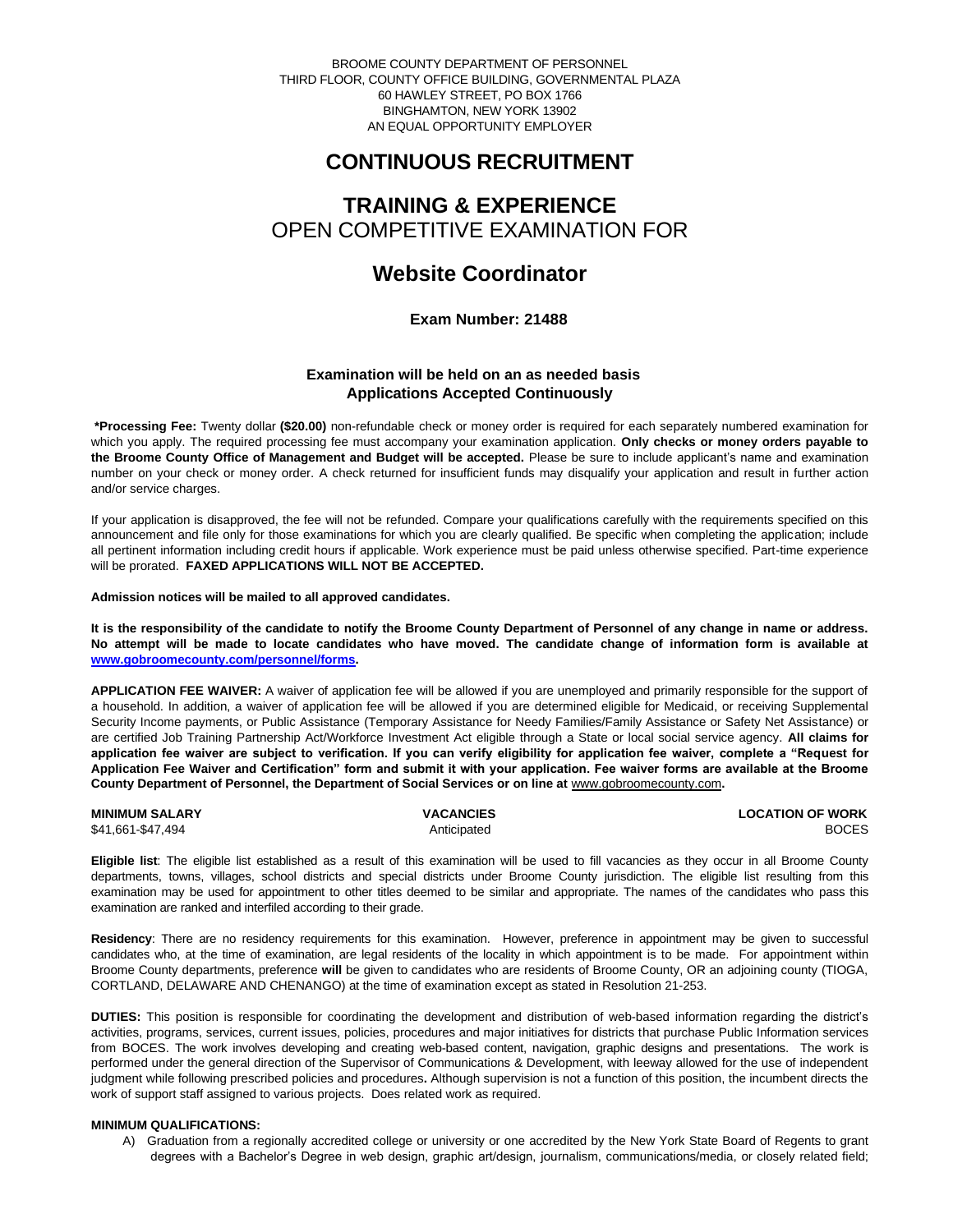BROOME COUNTY DEPARTMENT OF PERSONNEL
THIRD FLOOR, COUNTY OFFICE BUILDING, GOVERNMENTAL PLAZA
60 HAWLEY STREET, PO BOX 1766
BINGHAMTON, NEW YORK 13902
AN EQUAL OPPORTUNITY EMPLOYER

# CONTINUOUS RECRUITMENT

# TRAINING & EXPERIENCE
OPEN COMPETITIVE EXAMINATION FOR

# Website Coordinator

**Exam Number: 21488**

**Examination will be held on an as needed basis**
**Applications Accepted Continuously**

**\*Processing Fee:** Twenty dollar **($20.00)** non-refundable check or money order is required for each separately numbered examination for which you apply. The required processing fee must accompany your examination application. **Only checks or money orders payable to the Broome County Office of Management and Budget will be accepted.** Please be sure to include applicant's name and examination number on your check or money order. A check returned for insufficient funds may disqualify your application and result in further action and/or service charges.

If your application is disapproved, the fee will not be refunded. Compare your qualifications carefully with the requirements specified on this announcement and file only for those examinations for which you are clearly qualified. Be specific when completing the application; include all pertinent information including credit hours if applicable. Work experience must be paid unless otherwise specified. Part-time experience will be prorated. **FAXED APPLICATIONS WILL NOT BE ACCEPTED.**

**Admission notices will be mailed to all approved candidates.**

**It is the responsibility of the candidate to notify the Broome County Department of Personnel of any change in name or address. No attempt will be made to locate candidates who have moved. The candidate change of information form is available at www.gobroomecounty.com/personnel/forms.**

**APPLICATION FEE WAIVER:** A waiver of application fee will be allowed if you are unemployed and primarily responsible for the support of a household. In addition, a waiver of application fee will be allowed if you are determined eligible for Medicaid, or receiving Supplemental Security Income payments, or Public Assistance (Temporary Assistance for Needy Families/Family Assistance or Safety Net Assistance) or are certified Job Training Partnership Act/Workforce Investment Act eligible through a State or local social service agency. **All claims for application fee waiver are subject to verification. If you can verify eligibility for application fee waiver, complete a "Request for Application Fee Waiver and Certification" form and submit it with your application. Fee waiver forms are available at the Broome County Department of Personnel, the Department of Social Services or on line at** www.gobroomecounty.com**.**

| MINIMUM SALARY | VACANCIES | LOCATION OF WORK |
|---|---|---|
| $41,661-$47,494 | Anticipated | BOCES |

**Eligible list**: The eligible list established as a result of this examination will be used to fill vacancies as they occur in all Broome County departments, towns, villages, school districts and special districts under Broome County jurisdiction. The eligible list resulting from this examination may be used for appointment to other titles deemed to be similar and appropriate. The names of the candidates who pass this examination are ranked and interfiled according to their grade.

**Residency**: There are no residency requirements for this examination. However, preference in appointment may be given to successful candidates who, at the time of examination, are legal residents of the locality in which appointment is to be made. For appointment within Broome County departments, preference **will** be given to candidates who are residents of Broome County, OR an adjoining county (TIOGA, CORTLAND, DELAWARE AND CHENANGO) at the time of examination except as stated in Resolution 21-253.

**DUTIES:** This position is responsible for coordinating the development and distribution of web-based information regarding the district's activities, programs, services, current issues, policies, procedures and major initiatives for districts that purchase Public Information services from BOCES. The work involves developing and creating web-based content, navigation, graphic designs and presentations. The work is performed under the general direction of the Supervisor of Communications & Development, with leeway allowed for the use of independent judgment while following prescribed policies and procedures**.** Although supervision is not a function of this position, the incumbent directs the work of support staff assigned to various projects. Does related work as required.

**MINIMUM QUALIFICATIONS:**

A) Graduation from a regionally accredited college or university or one accredited by the New York State Board of Regents to grant degrees with a Bachelor's Degree in web design, graphic art/design, journalism, communications/media, or closely related field;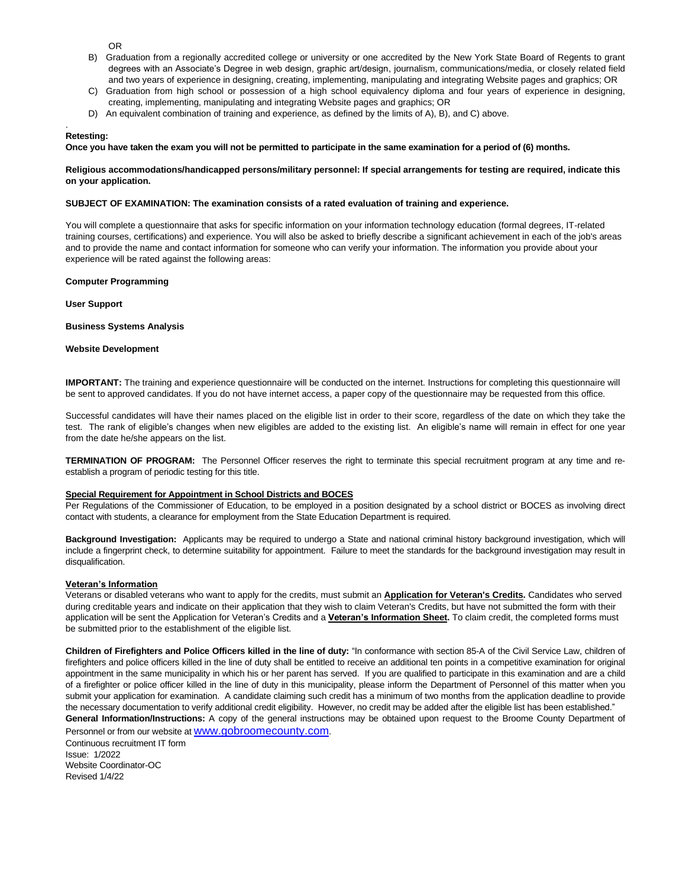OR

B) Graduation from a regionally accredited college or university or one accredited by the New York State Board of Regents to grant degrees with an Associate's Degree in web design, graphic art/design, journalism, communications/media, or closely related field and two years of experience in designing, creating, implementing, manipulating and integrating Website pages and graphics; OR

C) Graduation from high school or possession of a high school equivalency diploma and four years of experience in designing, creating, implementing, manipulating and integrating Website pages and graphics; OR

D) An equivalent combination of training and experience, as defined by the limits of A), B), and C) above.

**Retesting:**

**Once you have taken the exam you will not be permitted to participate in the same examination for a period of (6) months.**

**Religious accommodations/handicapped persons/military personnel: If special arrangements for testing are required, indicate this on your application.**

**SUBJECT OF EXAMINATION: The examination consists of a rated evaluation of training and experience.**

You will complete a questionnaire that asks for specific information on your information technology education (formal degrees, IT-related training courses, certifications) and experience. You will also be asked to briefly describe a significant achievement in each of the job's areas and to provide the name and contact information for someone who can verify your information. The information you provide about your experience will be rated against the following areas:

**Computer Programming**

**User Support**

**Business Systems Analysis**

**Website Development**

**IMPORTANT:** The training and experience questionnaire will be conducted on the internet. Instructions for completing this questionnaire will be sent to approved candidates. If you do not have internet access, a paper copy of the questionnaire may be requested from this office.

Successful candidates will have their names placed on the eligible list in order to their score, regardless of the date on which they take the test. The rank of eligible's changes when new eligibles are added to the existing list. An eligible's name will remain in effect for one year from the date he/she appears on the list.

**TERMINATION OF PROGRAM:** The Personnel Officer reserves the right to terminate this special recruitment program at any time and re-establish a program of periodic testing for this title.

**Special Requirement for Appointment in School Districts and BOCES**

Per Regulations of the Commissioner of Education, to be employed in a position designated by a school district or BOCES as involving direct contact with students, a clearance for employment from the State Education Department is required.

**Background Investigation:** Applicants may be required to undergo a State and national criminal history background investigation, which will include a fingerprint check, to determine suitability for appointment. Failure to meet the standards for the background investigation may result in disqualification.

**Veteran's Information**

Veterans or disabled veterans who want to apply for the credits, must submit an **Application for Veteran's Credits.** Candidates who served during creditable years and indicate on their application that they wish to claim Veteran's Credits, but have not submitted the form with their application will be sent the Application for Veteran's Credits and a **Veteran's Information Sheet.** To claim credit, the completed forms must be submitted prior to the establishment of the eligible list.

**Children of Firefighters and Police Officers killed in the line of duty:** "In conformance with section 85-A of the Civil Service Law, children of firefighters and police officers killed in the line of duty shall be entitled to receive an additional ten points in a competitive examination for original appointment in the same municipality in which his or her parent has served. If you are qualified to participate in this examination and are a child of a firefighter or police officer killed in the line of duty in this municipality, please inform the Department of Personnel of this matter when you submit your application for examination. A candidate claiming such credit has a minimum of two months from the application deadline to provide the necessary documentation to verify additional credit eligibility. However, no credit may be added after the eligible list has been established."

**General Information/Instructions:** A copy of the general instructions may be obtained upon request to the Broome County Department of Personnel or from our website at www.gobroomecounty.com.

Continuous recruitment IT form
Issue: 1/2022
Website Coordinator-OC
Revised 1/4/22